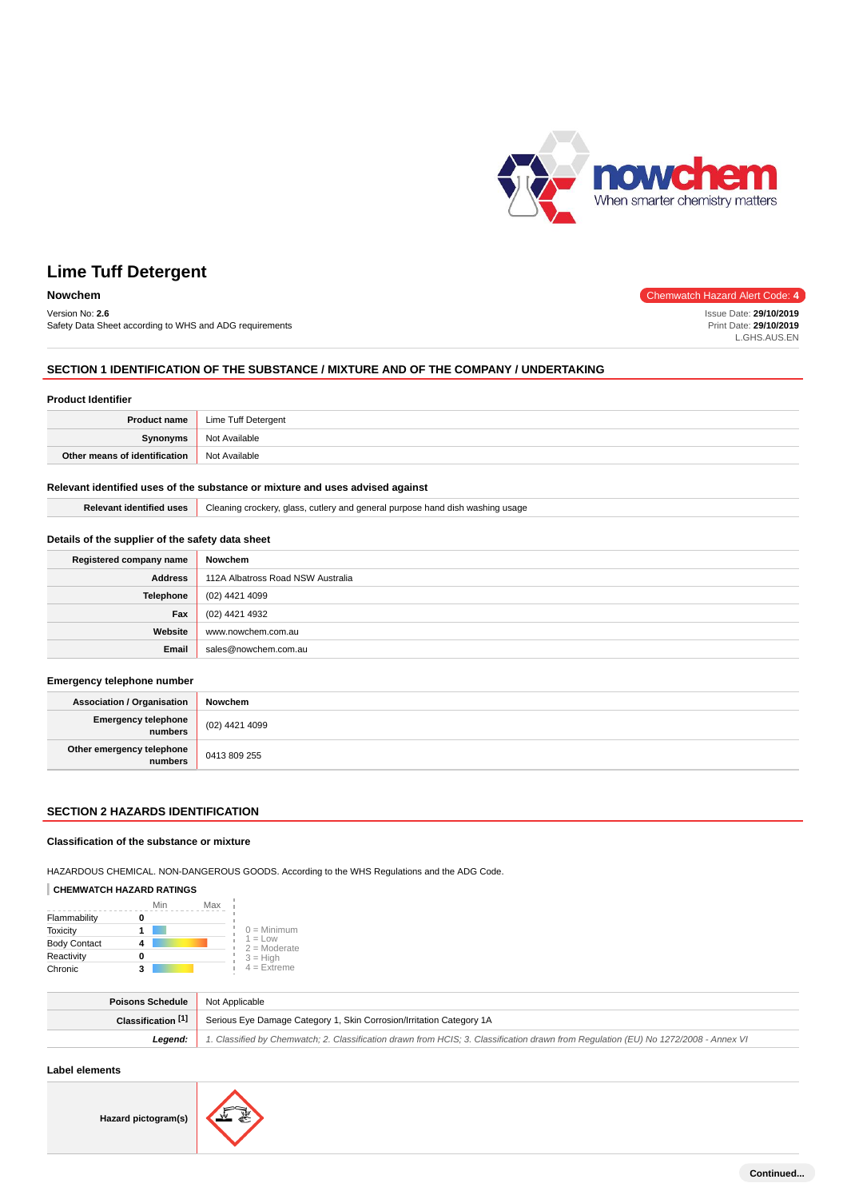# Lime Tuff Detergent

**Nowchem**

Chemwatch Hazard Alert Code: 4

Version No: **2.6**
Safety Data Sheet according to WHS and ADG requirements

Issue Date: **29/10/2019**
Print Date: **29/10/2019**
L.GHS.AUS.EN

## SECTION 1 IDENTIFICATION OF THE SUBSTANCE / MIXTURE AND OF THE COMPANY / UNDERTAKING

### Product Identifier

| | |
|---|---|
| **Product name** | Lime Tuff Detergent |
| **Synonyms** | Not Available |
| **Other means of identification** | Not Available |

### Relevant identified uses of the substance or mixture and uses advised against

| | |
|---|---|
| **Relevant identified uses** | Cleaning crockery, glass, cutlery and general purpose hand dish washing usage |

### Details of the supplier of the safety data sheet

| | |
|---|---|
| **Registered company name** | **Nowchem** |
| **Address** | 112A Albatross Road NSW Australia |
| **Telephone** | (02) 4421 4099 |
| **Fax** | (02) 4421 4932 |
| **Website** | www.nowchem.com.au |
| **Email** | sales@nowchem.com.au |

### Emergency telephone number

| | |
|---|---|
| **Association / Organisation** | **Nowchem** |
| **Emergency telephone numbers** | (02) 4421 4099 |
| **Other emergency telephone numbers** | 0413 809 255 |

## SECTION 2 HAZARDS IDENTIFICATION

### Classification of the substance or mixture

HAZARDOUS CHEMICAL. NON-DANGEROUS GOODS. According to the WHS Regulations and the ADG Code.

**CHEMWATCH HAZARD RATINGS**

Min Max

Flammability 0
Toxicity 1
Body Contact 4
Reactivity 0
Chronic 3

0 = Minimum
1 = Low
2 = Moderate
3 = High
4 = Extreme

| | |
|---|---|
| **Poisons Schedule** | Not Applicable |
| **Classification [1]** | Serious Eye Damage Category 1, Skin Corrosion/Irritation Category 1A |
| ***Legend:*** | *1. Classified by Chemwatch; 2. Classification drawn from HCIS; 3. Classification drawn from Regulation (EU) No 1272/2008 - Annex VI* |

### Label elements

| | |
|---|---|
| **Hazard pictogram(s)** | |

Continued...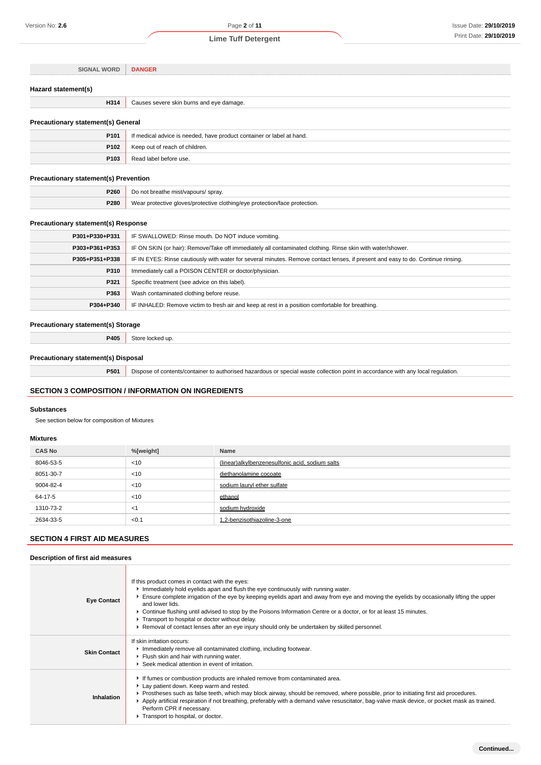| SIGNAL WORD | DANGER |
|---|---|

### Hazard statement(s)

| | |
|---|---|
| H314 | Causes severe skin burns and eye damage. |

### Precautionary statement(s) General

| | |
|---|---|
| P101 | If medical advice is needed, have product container or label at hand. |
| P102 | Keep out of reach of children. |
| P103 | Read label before use. |

### Precautionary statement(s) Prevention

| | |
|---|---|
| P260 | Do not breathe mist/vapours/ spray. |
| P280 | Wear protective gloves/protective clothing/eye protection/face protection. |

### Precautionary statement(s) Response

| | |
|---|---|
| P301+P330+P331 | IF SWALLOWED: Rinse mouth. Do NOT induce vomiting. |
| P303+P361+P353 | IF ON SKIN (or hair): Remove/Take off immediately all contaminated clothing. Rinse skin with water/shower. |
| P305+P351+P338 | IF IN EYES: Rinse cautiously with water for several minutes. Remove contact lenses, if present and easy to do. Continue rinsing. |
| P310 | Immediately call a POISON CENTER or doctor/physician. |
| P321 | Specific treatment (see advice on this label). |
| P363 | Wash contaminated clothing before reuse. |
| P304+P340 | IF INHALED: Remove victim to fresh air and keep at rest in a position comfortable for breathing. |

### Precautionary statement(s) Storage

| | |
|---|---|
| P405 | Store locked up. |

### Precautionary statement(s) Disposal

| | |
|---|---|
| P501 | Dispose of contents/container to authorised hazardous or special waste collection point in accordance with any local regulation. |

## SECTION 3 COMPOSITION / INFORMATION ON INGREDIENTS

### Substances

See section below for composition of Mixtures

### Mixtures

| CAS No | %[weight] | Name |
|---|---|---|
| 8046-53-5 | <10 | (linear)alkylbenzenesulfonic acid, sodium salts |
| 8051-30-7 | <10 | diethanolamine cocoate |
| 9004-82-4 | <10 | sodium lauryl ether sulfate |
| 64-17-5 | <10 | ethanol |
| 1310-73-2 | <1 | sodium hydroxide |
| 2634-33-5 | <0.1 | 1,2-benzisothiazoline-3-one |

## SECTION 4 FIRST AID MEASURES

### Description of first aid measures

| | |
|---|---|
| Eye Contact | If this product comes in contact with the eyes:<br>- Immediately hold eyelids apart and flush the eye continuously with running water.<br>- Ensure complete irrigation of the eye by keeping eyelids apart and away from eye and moving the eyelids by occasionally lifting the upper and lower lids.<br>- Continue flushing until advised to stop by the Poisons Information Centre or a doctor, or for at least 15 minutes.<br>- Transport to hospital or doctor without delay.<br>- Removal of contact lenses after an eye injury should only be undertaken by skilled personnel. |
| Skin Contact | If skin irritation occurs:<br>- Immediately remove all contaminated clothing, including footwear.<br>- Flush skin and hair with running water.<br>- Seek medical attention in event of irritation. |
| Inhalation | - If fumes or combustion products are inhaled remove from contaminated area.<br>- Lay patient down. Keep warm and rested.<br>- Prostheses such as false teeth, which may block airway, should be removed, where possible, prior to initiating first aid procedures.<br>- Apply artificial respiration if not breathing, preferably with a demand valve resuscitator, bag-valve mask device, or pocket mask as trained. Perform CPR if necessary.<br>- Transport to hospital, or doctor. |

Continued...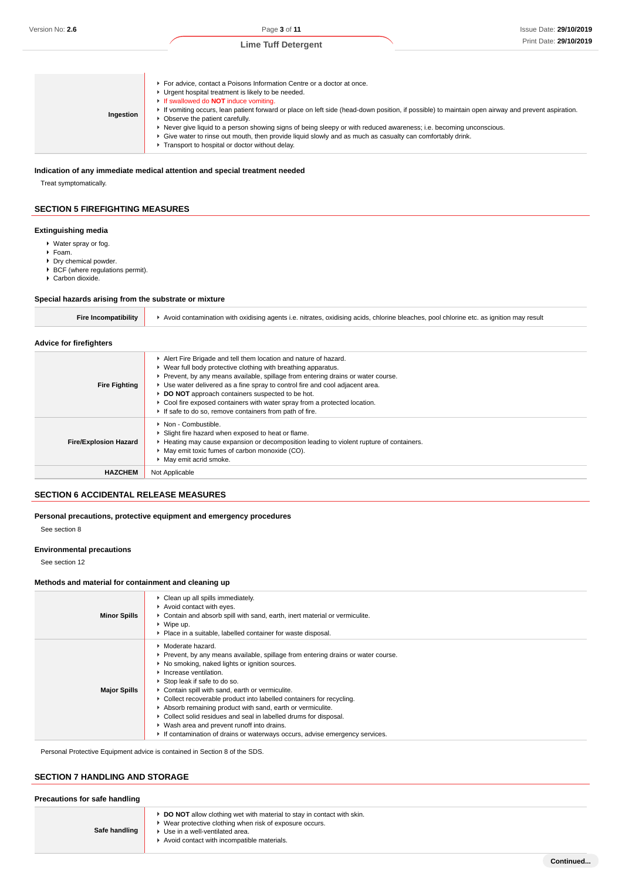| | |
|---|---|
| **Ingestion** | ▸ For advice, contact a Poisons Information Centre or a doctor at once.<br>▸ Urgent hospital treatment is likely to be needed.<br>▸ If swallowed do **NOT** induce vomiting.<br>▸ If vomiting occurs, lean patient forward or place on left side (head-down position, if possible) to maintain open airway and prevent aspiration.<br>▸ Observe the patient carefully.<br>▸ Never give liquid to a person showing signs of being sleepy or with reduced awareness; i.e. becoming unconscious.<br>▸ Give water to rinse out mouth, then provide liquid slowly and as much as casualty can comfortably drink.<br>▸ Transport to hospital or doctor without delay. |

### Indication of any immediate medical attention and special treatment needed

Treat symptomatically.

## SECTION 5 FIREFIGHTING MEASURES

### Extinguishing media

- Water spray or fog.
- Foam.
- Dry chemical powder.
- BCF (where regulations permit).
- Carbon dioxide.

### Special hazards arising from the substrate or mixture

| | |
|---|---|
| **Fire Incompatibility** | ▸ Avoid contamination with oxidising agents i.e. nitrates, oxidising acids, chlorine bleaches, pool chlorine etc. as ignition may result |

### Advice for firefighters

| | |
|---|---|
| **Fire Fighting** | ▸ Alert Fire Brigade and tell them location and nature of hazard.<br>▸ Wear full body protective clothing with breathing apparatus.<br>▸ Prevent, by any means available, spillage from entering drains or water course.<br>▸ Use water delivered as a fine spray to control fire and cool adjacent area.<br>▸ **DO NOT** approach containers suspected to be hot.<br>▸ Cool fire exposed containers with water spray from a protected location.<br>▸ If safe to do so, remove containers from path of fire. |
| **Fire/Explosion Hazard** | ▸ Non - Combustible.<br>▸ Slight fire hazard when exposed to heat or flame.<br>▸ Heating may cause expansion or decomposition leading to violent rupture of containers.<br>▸ May emit toxic fumes of carbon monoxide (CO).<br>▸ May emit acrid smoke. |
| **HAZCHEM** | Not Applicable |

## SECTION 6 ACCIDENTAL RELEASE MEASURES

### Personal precautions, protective equipment and emergency procedures

See section 8

### Environmental precautions

See section 12

### Methods and material for containment and cleaning up

| | |
|---|---|
| **Minor Spills** | ▸ Clean up all spills immediately.<br>▸ Avoid contact with eyes.<br>▸ Contain and absorb spill with sand, earth, inert material or vermiculite.<br>▸ Wipe up.<br>▸ Place in a suitable, labelled container for waste disposal. |
| **Major Spills** | ▸ Moderate hazard.<br>▸ Prevent, by any means available, spillage from entering drains or water course.<br>▸ No smoking, naked lights or ignition sources.<br>▸ Increase ventilation.<br>▸ Stop leak if safe to do so.<br>▸ Contain spill with sand, earth or vermiculite.<br>▸ Collect recoverable product into labelled containers for recycling.<br>▸ Absorb remaining product with sand, earth or vermiculite.<br>▸ Collect solid residues and seal in labelled drums for disposal.<br>▸ Wash area and prevent runoff into drains.<br>▸ If contamination of drains or waterways occurs, advise emergency services. |

Personal Protective Equipment advice is contained in Section 8 of the SDS.

## SECTION 7 HANDLING AND STORAGE

### Precautions for safe handling

| | |
|---|---|
| **Safe handling** | ▸ **DO NOT** allow clothing wet with material to stay in contact with skin.<br>▸ Wear protective clothing when risk of exposure occurs.<br>▸ Use in a well-ventilated area.<br>▸ Avoid contact with incompatible materials. |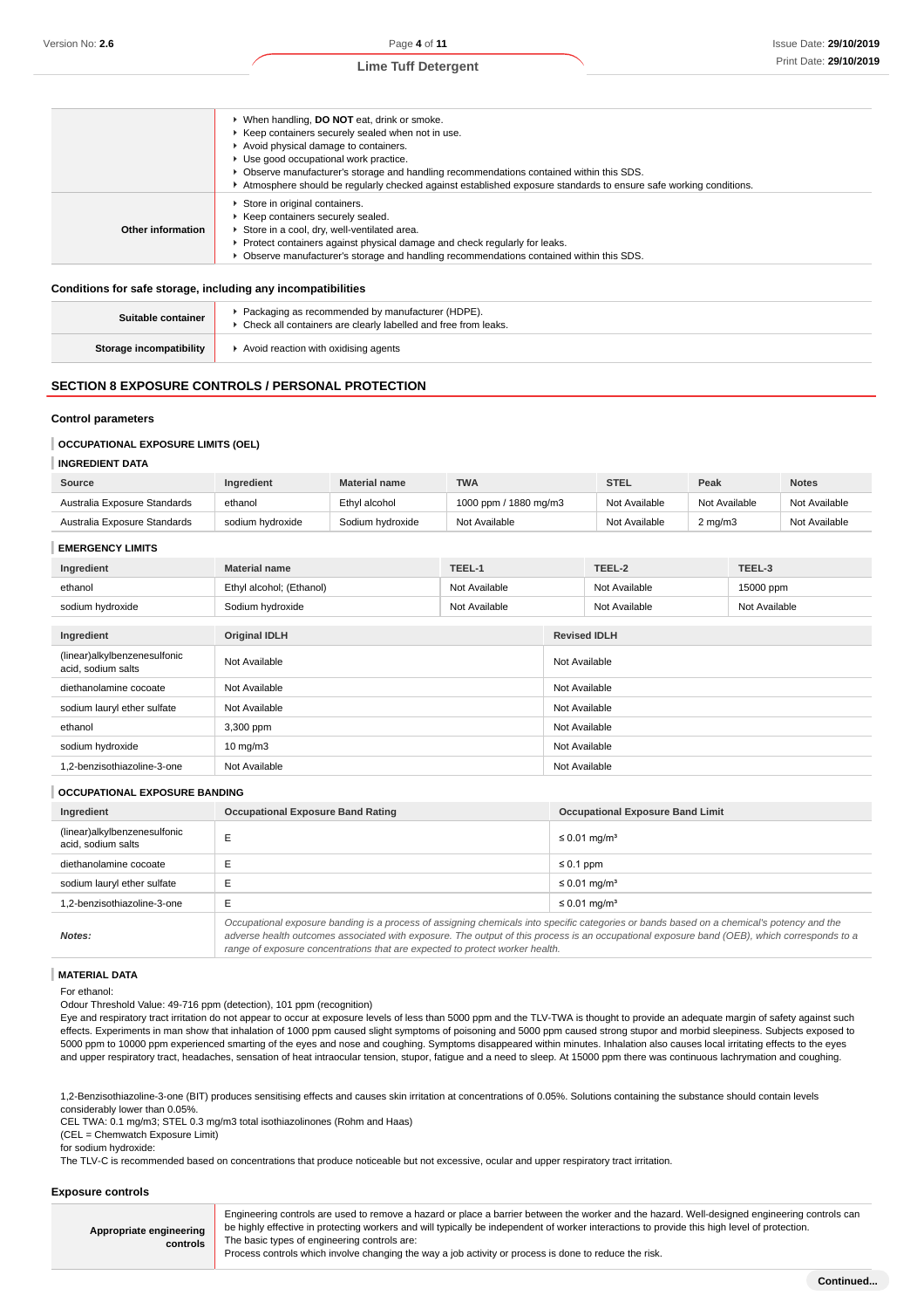| | |
|---|---|
| | ▸ When handling, **DO NOT** eat, drink or smoke.<br>▸ Keep containers securely sealed when not in use.<br>▸ Avoid physical damage to containers.<br>▸ Use good occupational work practice.<br>▸ Observe manufacturer's storage and handling recommendations contained within this SDS.<br>▸ Atmosphere should be regularly checked against established exposure standards to ensure safe working conditions. |
| **Other information** | ▸ Store in original containers.<br>▸ Keep containers securely sealed.<br>▸ Store in a cool, dry, well-ventilated area.<br>▸ Protect containers against physical damage and check regularly for leaks.<br>▸ Observe manufacturer's storage and handling recommendations contained within this SDS. |

### Conditions for safe storage, including any incompatibilities

| | |
|---|---|
| **Suitable container** | ▸ Packaging as recommended by manufacturer (HDPE).<br>▸ Check all containers are clearly labelled and free from leaks. |
| **Storage incompatibility** | ▸ Avoid reaction with oxidising agents |

## SECTION 8 EXPOSURE CONTROLS / PERSONAL PROTECTION

### Control parameters

#### OCCUPATIONAL EXPOSURE LIMITS (OEL)

#### INGREDIENT DATA

| Source | Ingredient | Material name | TWA | STEL | Peak | Notes |
|---|---|---|---|---|---|---|
| Australia Exposure Standards | ethanol | Ethyl alcohol | 1000 ppm / 1880 mg/m3 | Not Available | Not Available | Not Available |
| Australia Exposure Standards | sodium hydroxide | Sodium hydroxide | Not Available | Not Available | 2 mg/m3 | Not Available |

#### EMERGENCY LIMITS

| Ingredient | Material name | TEEL-1 | TEEL-2 | TEEL-3 |
|---|---|---|---|---|
| ethanol | Ethyl alcohol; (Ethanol) | Not Available | Not Available | 15000 ppm |
| sodium hydroxide | Sodium hydroxide | Not Available | Not Available | Not Available |

| Ingredient | Original IDLH | Revised IDLH |
|---|---|---|
| (linear)alkylbenzenesulfonic acid, sodium salts | Not Available | Not Available |
| diethanolamine cocoate | Not Available | Not Available |
| sodium lauryl ether sulfate | Not Available | Not Available |
| ethanol | 3,300 ppm | Not Available |
| sodium hydroxide | 10 mg/m3 | Not Available |
| 1,2-benzisothiazoline-3-one | Not Available | Not Available |

#### OCCUPATIONAL EXPOSURE BANDING

| Ingredient | Occupational Exposure Band Rating | Occupational Exposure Band Limit |
|---|---|---|
| (linear)alkylbenzenesulfonic acid, sodium salts | E | ≤ 0.01 mg/m³ |
| diethanolamine cocoate | E | ≤ 0.1 ppm |
| sodium lauryl ether sulfate | E | ≤ 0.01 mg/m³ |
| 1,2-benzisothiazoline-3-one | E | ≤ 0.01 mg/m³ |
| ***Notes:*** | *Occupational exposure banding is a process of assigning chemicals into specific categories or bands based on a chemical's potency and the adverse health outcomes associated with exposure. The output of this process is an occupational exposure band (OEB), which corresponds to a range of exposure concentrations that are expected to protect worker health.* | |

#### MATERIAL DATA

For ethanol:

Odour Threshold Value: 49-716 ppm (detection), 101 ppm (recognition)

Eye and respiratory tract irritation do not appear to occur at exposure levels of less than 5000 ppm and the TLV-TWA is thought to provide an adequate margin of safety against such effects. Experiments in man show that inhalation of 1000 ppm caused slight symptoms of poisoning and 5000 ppm caused strong stupor and morbid sleepiness. Subjects exposed to 5000 ppm to 10000 ppm experienced smarting of the eyes and nose and coughing. Symptoms disappeared within minutes. Inhalation also causes local irritating effects to the eyes and upper respiratory tract, headaches, sensation of heat intraocular tension, stupor, fatigue and a need to sleep. At 15000 ppm there was continuous lachrymation and coughing.

1,2-Benzisothiazoline-3-one (BIT) produces sensitising effects and causes skin irritation at concentrations of 0.05%. Solutions containing the substance should contain levels considerably lower than 0.05%.
CEL TWA: 0.1 mg/m3; STEL 0.3 mg/m3 total isothiazolinones (Rohm and Haas)
(CEL = Chemwatch Exposure Limit)
for sodium hydroxide:
The TLV-C is recommended based on concentrations that produce noticeable but not excessive, ocular and upper respiratory tract irritation.

### Exposure controls

| | |
|---|---|
| **Appropriate engineering controls** | Engineering controls are used to remove a hazard or place a barrier between the worker and the hazard. Well-designed engineering controls can be highly effective in protecting workers and will typically be independent of worker interactions to provide this high level of protection.<br>The basic types of engineering controls are:<br>Process controls which involve changing the way a job activity or process is done to reduce the risk. |

**Continued...**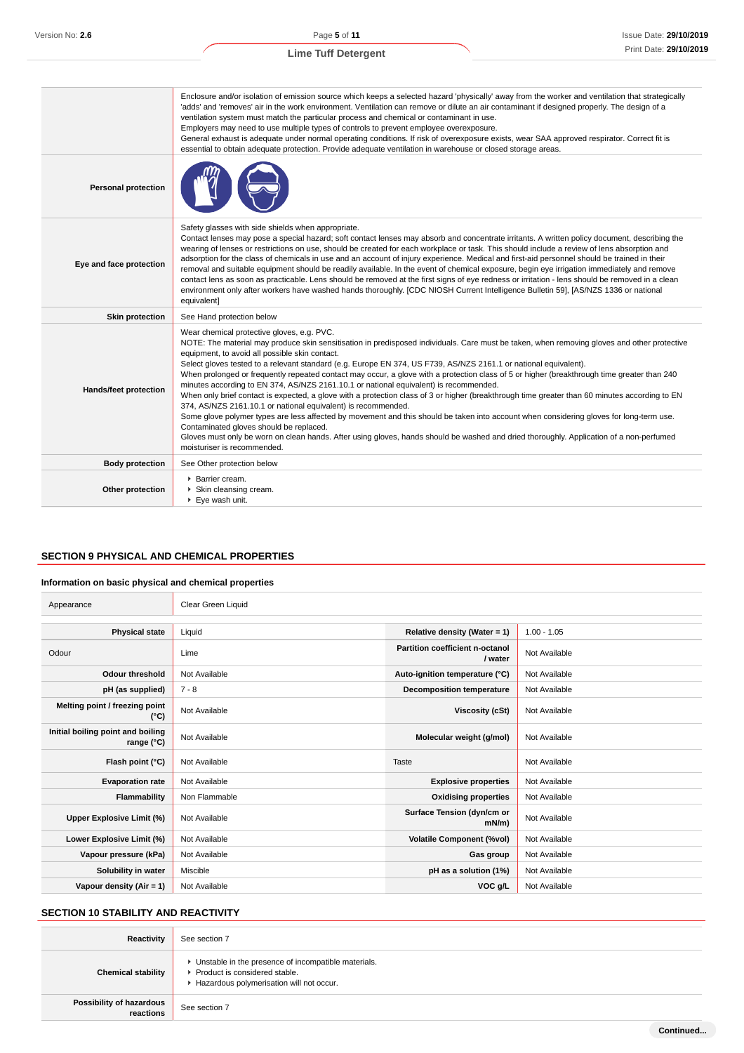| | |
|---|---|
| | Enclosure and/or isolation of emission source which keeps a selected hazard 'physically' away from the worker and ventilation that strategically 'adds' and 'removes' air in the work environment. Ventilation can remove or dilute an air contaminant if designed properly. The design of a ventilation system must match the particular process and chemical or contaminant in use.<br>Employers may need to use multiple types of controls to prevent employee overexposure.<br>General exhaust is adequate under normal operating conditions. If risk of overexposure exists, wear SAA approved respirator. Correct fit is essential to obtain adequate protection. Provide adequate ventilation in warehouse or closed storage areas. |
| **Personal protection** | |
| **Eye and face protection** | Safety glasses with side shields when appropriate.<br>Contact lenses may pose a special hazard; soft contact lenses may absorb and concentrate irritants. A written policy document, describing the wearing of lenses or restrictions on use, should be created for each workplace or task. This should include a review of lens absorption and adsorption for the class of chemicals in use and an account of injury experience. Medical and first-aid personnel should be trained in their removal and suitable equipment should be readily available. In the event of chemical exposure, begin eye irrigation immediately and remove contact lens as soon as practicable. Lens should be removed at the first signs of eye redness or irritation - lens should be removed in a clean environment only after workers have washed hands thoroughly. [CDC NIOSH Current Intelligence Bulletin 59], [AS/NZS 1336 or national equivalent] |
| **Skin protection** | See Hand protection below |
| **Hands/feet protection** | Wear chemical protective gloves, e.g. PVC.<br>NOTE: The material may produce skin sensitisation in predisposed individuals. Care must be taken, when removing gloves and other protective equipment, to avoid all possible skin contact.<br>Select gloves tested to a relevant standard (e.g. Europe EN 374, US F739, AS/NZS 2161.1 or national equivalent).<br>When prolonged or frequently repeated contact may occur, a glove with a protection class of 5 or higher (breakthrough time greater than 240 minutes according to EN 374, AS/NZS 2161.10.1 or national equivalent) is recommended.<br>When only brief contact is expected, a glove with a protection class of 3 or higher (breakthrough time greater than 60 minutes according to EN 374, AS/NZS 2161.10.1 or national equivalent) is recommended.<br>Some glove polymer types are less affected by movement and this should be taken into account when considering gloves for long-term use.<br>Contaminated gloves should be replaced.<br>Gloves must only be worn on clean hands. After using gloves, hands should be washed and dried thoroughly. Application of a non-perfumed moisturiser is recommended. |
| **Body protection** | See Other protection below |
| **Other protection** | ▸ Barrier cream.<br>▸ Skin cleansing cream.<br>▸ Eye wash unit. |

## SECTION 9 PHYSICAL AND CHEMICAL PROPERTIES

### Information on basic physical and chemical properties

| | |
|---|---|
| Appearance | Clear Green Liquid |

| | | | |
|---|---|---|---|
| **Physical state** | Liquid | **Relative density (Water = 1)** | 1.00 - 1.05 |
| Odour | Lime | **Partition coefficient n-octanol / water** | Not Available |
| **Odour threshold** | Not Available | **Auto-ignition temperature (°C)** | Not Available |
| **pH (as supplied)** | 7 - 8 | **Decomposition temperature** | Not Available |
| **Melting point / freezing point (°C)** | Not Available | **Viscosity (cSt)** | Not Available |
| **Initial boiling point and boiling range (°C)** | Not Available | **Molecular weight (g/mol)** | Not Available |
| **Flash point (°C)** | Not Available | Taste | Not Available |
| **Evaporation rate** | Not Available | **Explosive properties** | Not Available |
| **Flammability** | Non Flammable | **Oxidising properties** | Not Available |
| **Upper Explosive Limit (%)** | Not Available | **Surface Tension (dyn/cm or mN/m)** | Not Available |
| **Lower Explosive Limit (%)** | Not Available | **Volatile Component (%vol)** | Not Available |
| **Vapour pressure (kPa)** | Not Available | **Gas group** | Not Available |
| **Solubility in water** | Miscible | **pH as a solution (1%)** | Not Available |
| **Vapour density (Air = 1)** | Not Available | **VOC g/L** | Not Available |

## SECTION 10 STABILITY AND REACTIVITY

| | |
|---|---|
| **Reactivity** | See section 7 |
| **Chemical stability** | ▸ Unstable in the presence of incompatible materials.<br>▸ Product is considered stable.<br>▸ Hazardous polymerisation will not occur. |
| **Possibility of hazardous reactions** | See section 7 |

**Continued...**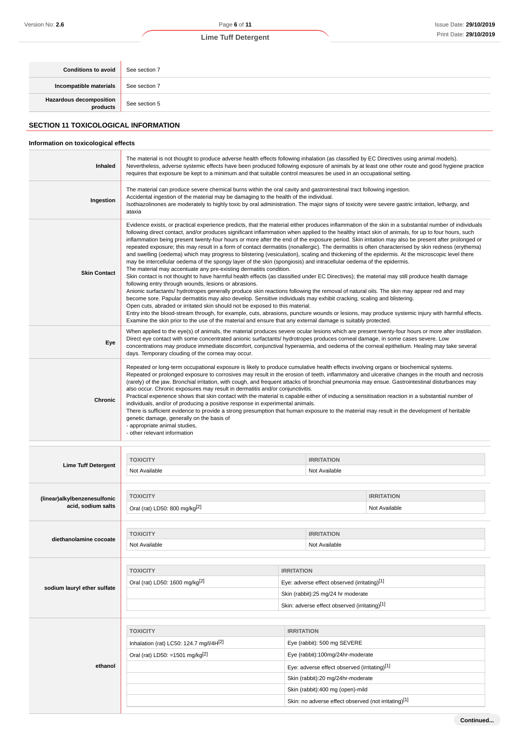| | |
|---|---|
| **Conditions to avoid** | See section 7 |
| **Incompatible materials** | See section 7 |
| **Hazardous decomposition products** | See section 5 |

## SECTION 11 TOXICOLOGICAL INFORMATION

### Information on toxicological effects

| | |
|---|---|
| **Inhaled** | The material is not thought to produce adverse health effects following inhalation (as classified by EC Directives using animal models). Nevertheless, adverse systemic effects have been produced following exposure of animals by at least one other route and good hygiene practice requires that exposure be kept to a minimum and that suitable control measures be used in an occupational setting. |
| **Ingestion** | The material can produce severe chemical burns within the oral cavity and gastrointestinal tract following ingestion.<br>Accidental ingestion of the material may be damaging to the health of the individual.<br>Isothiazolinones are moderately to highly toxic by oral administration. The major signs of toxicity were severe gastric irritation, lethargy, and ataxia |
| **Skin Contact** | Evidence exists, or practical experience predicts, that the material either produces inflammation of the skin in a substantial number of individuals following direct contact, and/or produces significant inflammation when applied to the healthy intact skin of animals, for up to four hours, such inflammation being present twenty-four hours or more after the end of the exposure period. Skin irritation may also be present after prolonged or repeated exposure; this may result in a form of contact dermatitis (nonallergic). The dermatitis is often characterised by skin redness (erythema) and swelling (oedema) which may progress to blistering (vesiculation), scaling and thickening of the epidermis. At the microscopic level there may be intercellular oedema of the spongy layer of the skin (spongiosis) and intracellular oedema of the epidermis.<br>The material may accentuate any pre-existing dermatitis condition.<br>Skin contact is not thought to have harmful health effects (as classified under EC Directives); the material may still produce health damage following entry through wounds, lesions or abrasions.<br>Anionic surfactants/ hydrotropes generally produce skin reactions following the removal of natural oils. The skin may appear red and may become sore. Papular dermatitis may also develop. Sensitive individuals may exhibit cracking, scaling and blistering.<br>Open cuts, abraded or irritated skin should not be exposed to this material.<br>Entry into the blood-stream through, for example, cuts, abrasions, puncture wounds or lesions, may produce systemic injury with harmful effects. Examine the skin prior to the use of the material and ensure that any external damage is suitably protected. |
| **Eye** | When applied to the eye(s) of animals, the material produces severe ocular lesions which are present twenty-four hours or more after instillation.<br>Direct eye contact with some concentrated anionic surfactants/ hydrotropes produces corneal damage, in some cases severe. Low concentrations may produce immediate discomfort, conjunctival hyperaemia, and oedema of the corneal epithelium. Healing may take several days. Temporary clouding of the cornea may occur. |
| **Chronic** | Repeated or long-term occupational exposure is likely to produce cumulative health effects involving organs or biochemical systems.<br>Repeated or prolonged exposure to corrosives may result in the erosion of teeth, inflammatory and ulcerative changes in the mouth and necrosis (rarely) of the jaw. Bronchial irritation, with cough, and frequent attacks of bronchial pneumonia may ensue. Gastrointestinal disturbances may also occur. Chronic exposures may result in dermatitis and/or conjunctivitis.<br>Practical experience shows that skin contact with the material is capable either of inducing a sensitisation reaction in a substantial number of individuals, and/or of producing a positive response in experimental animals.<br>There is sufficient evidence to provide a strong presumption that human exposure to the material may result in the development of heritable genetic damage, generally on the basis of<br>- appropriate animal studies,<br>- other relevant information |

**Lime Tuff Detergent**

| TOXICITY | IRRITATION |
|---|---|
| Not Available | Not Available |

**(linear)alkylbenzenesulfonic acid, sodium salts**

| TOXICITY | IRRITATION |
|---|---|
| Oral (rat) LD50: 800 mg/kg[2] | Not Available |

**diethanolamine cocoate**

| TOXICITY | IRRITATION |
|---|---|
| Not Available | Not Available |

**sodium lauryl ether sulfate**

| TOXICITY | IRRITATION |
|---|---|
| Oral (rat) LD50: 1600 mg/kg[2] | Eye: adverse effect observed (irritating)[1] |
| | Skin (rabbit):25 mg/24 hr moderate |
| | Skin: adverse effect observed (irritating)[1] |

**ethanol**

| TOXICITY | IRRITATION |
|---|---|
| Inhalation (rat) LC50: 124.7 mg/l/4H[2] | Eye (rabbit): 500 mg SEVERE |
| Oral (rat) LD50: =1501 mg/kg[2] | Eye (rabbit):100mg/24hr-moderate |
| | Eye: adverse effect observed (irritating)[1] |
| | Skin (rabbit):20 mg/24hr-moderate |
| | Skin (rabbit):400 mg (open)-mild |
| | Skin: no adverse effect observed (not irritating)[1] |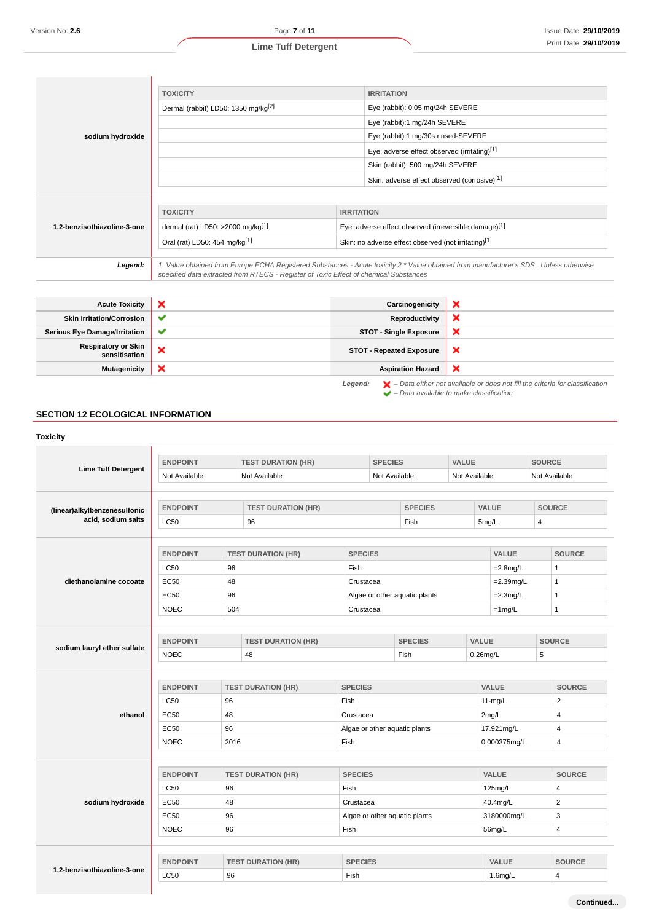**sodium hydroxide**

| TOXICITY | IRRITATION |
| --- | --- |
| Dermal (rabbit) LD50: 1350 mg/kg[2] | Eye (rabbit): 0.05 mg/24h SEVERE |
| | Eye (rabbit):1 mg/24h SEVERE |
| | Eye (rabbit):1 mg/30s rinsed-SEVERE |
| | Eye: adverse effect observed (irritating)[1] |
| | Skin (rabbit): 500 mg/24h SEVERE |
| | Skin: adverse effect observed (corrosive)[1] |

**1,2-benzisothiazoline-3-one**

| TOXICITY | IRRITATION |
| --- | --- |
| dermal (rat) LD50: >2000 mg/kg[1] | Eye: adverse effect observed (irreversible damage)[1] |
| Oral (rat) LD50: 454 mg/kg[1] | Skin: no adverse effect observed (not irritating)[1] |

***Legend:*** *1. Value obtained from Europe ECHA Registered Substances - Acute toxicity 2.* Value obtained from manufacturer's SDS. Unless otherwise specified data extracted from RTECS - Register of Toxic Effect of chemical Substances*

| | | | |
| --- | --- | --- | --- |
| **Acute Toxicity** | ❌ | **Carcinogenicity** | ❌ |
| **Skin Irritation/Corrosion** | ✔ | **Reproductivity** | ❌ |
| **Serious Eye Damage/Irritation** | ✔ | **STOT - Single Exposure** | ❌ |
| **Respiratory or Skin sensitisation** | ❌ | **STOT - Repeated Exposure** | ❌ |
| **Mutagenicity** | ❌ | **Aspiration Hazard** | ❌ |

***Legend:*** ❌ *– Data either not available or does not fill the criteria for classification*
✔ *– Data available to make classification*

## SECTION 12 ECOLOGICAL INFORMATION

### Toxicity

**Lime Tuff Detergent**

| ENDPOINT | TEST DURATION (HR) | SPECIES | VALUE | SOURCE |
| --- | --- | --- | --- | --- |
| Not Available | Not Available | Not Available | Not Available | Not Available |

**(linear)alkylbenzenesulfonic acid, sodium salts**

| ENDPOINT | TEST DURATION (HR) | SPECIES | VALUE | SOURCE |
| --- | --- | --- | --- | --- |
| LC50 | 96 | Fish | 5mg/L | 4 |

**diethanolamine cocoate**

| ENDPOINT | TEST DURATION (HR) | SPECIES | VALUE | SOURCE |
| --- | --- | --- | --- | --- |
| LC50 | 96 | Fish | =2.8mg/L | 1 |
| EC50 | 48 | Crustacea | =2.39mg/L | 1 |
| EC50 | 96 | Algae or other aquatic plants | =2.3mg/L | 1 |
| NOEC | 504 | Crustacea | =1mg/L | 1 |

**sodium lauryl ether sulfate**

| ENDPOINT | TEST DURATION (HR) | SPECIES | VALUE | SOURCE |
| --- | --- | --- | --- | --- |
| NOEC | 48 | Fish | 0.26mg/L | 5 |

**ethanol**

| ENDPOINT | TEST DURATION (HR) | SPECIES | VALUE | SOURCE |
| --- | --- | --- | --- | --- |
| LC50 | 96 | Fish | 11-mg/L | 2 |
| EC50 | 48 | Crustacea | 2mg/L | 4 |
| EC50 | 96 | Algae or other aquatic plants | 17.921mg/L | 4 |
| NOEC | 2016 | Fish | 0.000375mg/L | 4 |

**sodium hydroxide**

| ENDPOINT | TEST DURATION (HR) | SPECIES | VALUE | SOURCE |
| --- | --- | --- | --- | --- |
| LC50 | 96 | Fish | 125mg/L | 4 |
| EC50 | 48 | Crustacea | 40.4mg/L | 2 |
| EC50 | 96 | Algae or other aquatic plants | 3180000mg/L | 3 |
| NOEC | 96 | Fish | 56mg/L | 4 |

**1,2-benzisothiazoline-3-one**

| ENDPOINT | TEST DURATION (HR) | SPECIES | VALUE | SOURCE |
| --- | --- | --- | --- | --- |
| LC50 | 96 | Fish | 1.6mg/L | 4 |

**Continued...**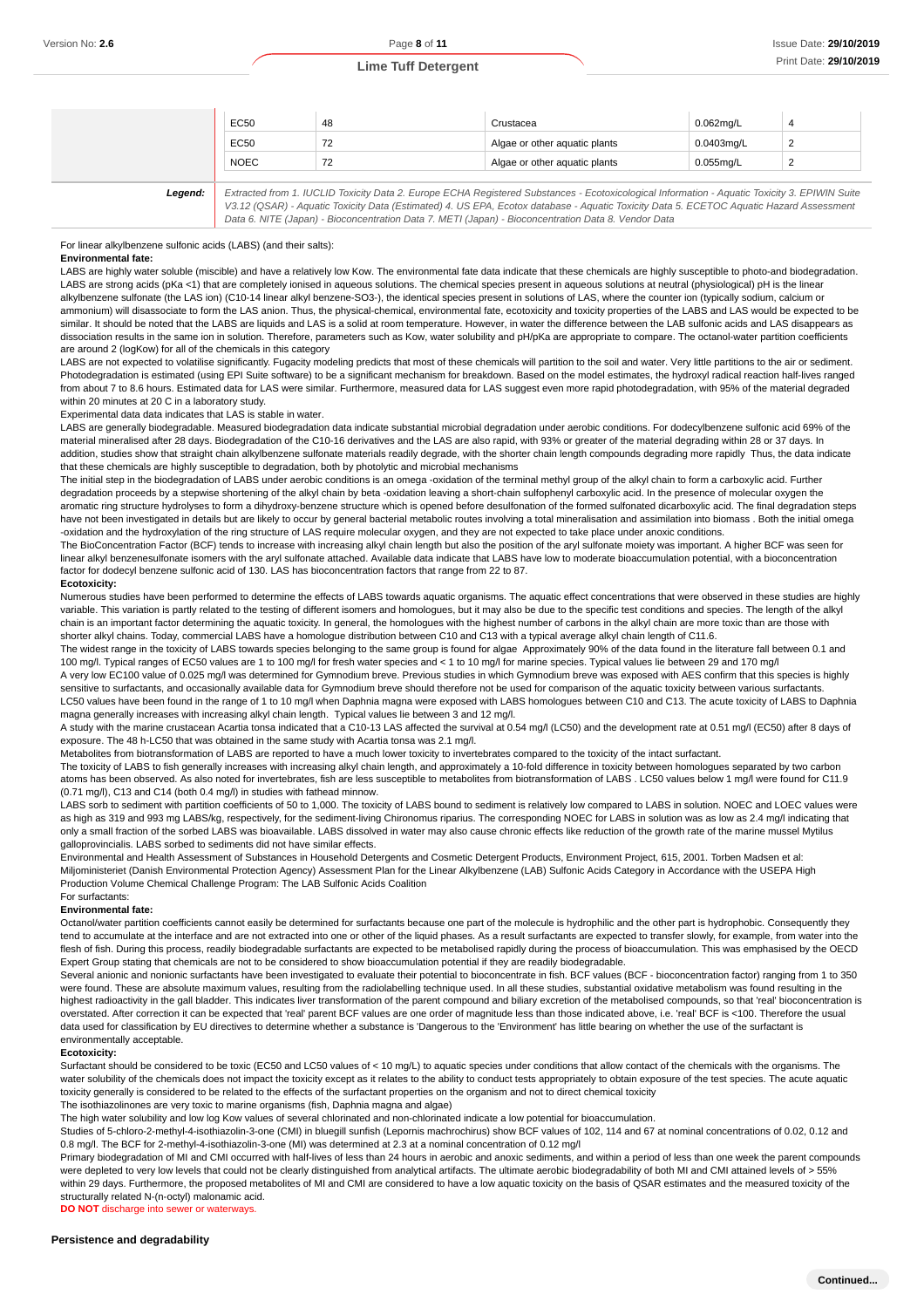| | | | | | |
|---|---|---|---|---|---|
| | EC50 | 48 | Crustacea | 0.062mg/L | 4 |
| | EC50 | 72 | Algae or other aquatic plants | 0.0403mg/L | 2 |
| | NOEC | 72 | Algae or other aquatic plants | 0.055mg/L | 2 |
| ***Legend:*** | *Extracted from 1. IUCLID Toxicity Data 2. Europe ECHA Registered Substances - Ecotoxicological Information - Aquatic Toxicity 3. EPIWIN Suite V3.12 (QSAR) - Aquatic Toxicity Data (Estimated) 4. US EPA, Ecotox database - Aquatic Toxicity Data 5. ECETOC Aquatic Hazard Assessment Data 6. NITE (Japan) - Bioconcentration Data 7. METI (Japan) - Bioconcentration Data 8. Vendor Data* | | | | |

For linear alkylbenzene sulfonic acids (LABS) (and their salts):

**Environmental fate:**

LABS are highly water soluble (miscible) and have a relatively low Kow. The environmental fate data indicate that these chemicals are highly susceptible to photo-and biodegradation. LABS are strong acids (pKa <1) that are completely ionised in aqueous solutions. The chemical species present in aqueous solutions at neutral (physiological) pH is the linear alkylbenzene sulfonate (the LAS ion) (C10-14 linear alkyl benzene-SO3-), the identical species present in solutions of LAS, where the counter ion (typically sodium, calcium or ammonium) will disassociate to form the LAS anion. Thus, the physical-chemical, environmental fate, ecotoxicity and toxicity properties of the LABS and LAS would be expected to be similar. It should be noted that the LABS are liquids and LAS is a solid at room temperature. However, in water the difference between the LAB sulfonic acids and LAS disappears as dissociation results in the same ion in solution. Therefore, parameters such as Kow, water solubility and pH/pKa are appropriate to compare. The octanol-water partition coefficients are around 2 (logKow) for all of the chemicals in this category

LABS are not expected to volatilise significantly. Fugacity modeling predicts that most of these chemicals will partition to the soil and water. Very little partitions to the air or sediment. Photodegradation is estimated (using EPI Suite software) to be a significant mechanism for breakdown. Based on the model estimates, the hydroxyl radical reaction half-lives ranged from about 7 to 8.6 hours. Estimated data for LAS were similar. Furthermore, measured data for LAS suggest even more rapid photodegradation, with 95% of the material degraded within 20 minutes at 20 C in a laboratory study.

Experimental data data indicates that LAS is stable in water.

LABS are generally biodegradable. Measured biodegradation data indicate substantial microbial degradation under aerobic conditions. For dodecylbenzene sulfonic acid 69% of the material mineralised after 28 days. Biodegradation of the C10-16 derivatives and the LAS are also rapid, with 93% or greater of the material degrading within 28 or 37 days. In addition, studies show that straight chain alkylbenzene sulfonate materials readily degrade, with the shorter chain length compounds degrading more rapidly Thus, the data indicate that these chemicals are highly susceptible to degradation, both by photolytic and microbial mechanisms

The initial step in the biodegradation of LABS under aerobic conditions is an omega -oxidation of the terminal methyl group of the alkyl chain to form a carboxylic acid. Further degradation proceeds by a stepwise shortening of the alkyl chain by beta -oxidation leaving a short-chain sulfophenyl carboxylic acid. In the presence of molecular oxygen the aromatic ring structure hydrolyses to form a dihydroxy-benzene structure which is opened before desulfonation of the formed sulfonated dicarboxylic acid. The final degradation steps have not been investigated in details but are likely to occur by general bacterial metabolic routes involving a total mineralisation and assimilation into biomass . Both the initial omega -oxidation and the hydroxylation of the ring structure of LAS require molecular oxygen, and they are not expected to take place under anoxic conditions.

The BioConcentration Factor (BCF) tends to increase with increasing alkyl chain length but also the position of the aryl sulfonate moiety was important. A higher BCF was seen for linear alkyl benzenesulfonate isomers with the aryl sulfonate attached. Available data indicate that LABS have low to moderate bioaccumulation potential, with a bioconcentration factor for dodecyl benzene sulfonic acid of 130. LAS has bioconcentration factors that range from 22 to 87.

**Ecotoxicity:**

Numerous studies have been performed to determine the effects of LABS towards aquatic organisms. The aquatic effect concentrations that were observed in these studies are highly variable. This variation is partly related to the testing of different isomers and homologues, but it may also be due to the specific test conditions and species. The length of the alkyl chain is an important factor determining the aquatic toxicity. In general, the homologues with the highest number of carbons in the alkyl chain are more toxic than are those with shorter alkyl chains. Today, commercial LABS have a homologue distribution between C10 and C13 with a typical average alkyl chain length of C11.6.

The widest range in the toxicity of LABS towards species belonging to the same group is found for algae Approximately 90% of the data found in the literature fall between 0.1 and 100 mg/l. Typical ranges of EC50 values are 1 to 100 mg/l for fresh water species and < 1 to 10 mg/l for marine species. Typical values lie between 29 and 170 mg/l

A very low EC100 value of 0.025 mg/l was determined for Gymnodium breve. Previous studies in which Gymnodium breve was exposed with AES confirm that this species is highly sensitive to surfactants, and occasionally available data for Gymnodium breve should therefore not be used for comparison of the aquatic toxicity between various surfactants.

LC50 values have been found in the range of 1 to 10 mg/l when Daphnia magna were exposed with LABS homologues between C10 and C13. The acute toxicity of LABS to Daphnia magna generally increases with increasing alkyl chain length. Typical values lie between 3 and 12 mg/l.

A study with the marine crustacean Acartia tonsa indicated that a C10-13 LAS affected the survival at 0.54 mg/l (LC50) and the development rate at 0.51 mg/l (EC50) after 8 days of exposure. The 48 h-LC50 that was obtained in the same study with Acartia tonsa was 2.1 mg/l.

Metabolites from biotransformation of LABS are reported to have a much lower toxicity to invertebrates compared to the toxicity of the intact surfactant.

The toxicity of LABS to fish generally increases with increasing alkyl chain length, and approximately a 10-fold difference in toxicity between homologues separated by two carbon atoms has been observed. As also noted for invertebrates, fish are less susceptible to metabolites from biotransformation of LABS . LC50 values below 1 mg/l were found for C11.9 (0.71 mg/l), C13 and C14 (both 0.4 mg/l) in studies with fathead minnow.

LABS sorb to sediment with partition coefficients of 50 to 1,000. The toxicity of LABS bound to sediment is relatively low compared to LABS in solution. NOEC and LOEC values were as high as 319 and 993 mg LABS/kg, respectively, for the sediment-living Chironomus riparius. The corresponding NOEC for LABS in solution was as low as 2.4 mg/l indicating that only a small fraction of the sorbed LABS was bioavailable. LABS dissolved in water may also cause chronic effects like reduction of the growth rate of the marine mussel Mytilus galloprovincialis. LABS sorbed to sediments did not have similar effects.

Environmental and Health Assessment of Substances in Household Detergents and Cosmetic Detergent Products, Environment Project, 615, 2001. Torben Madsen et al: Miljoministeriet (Danish Environmental Protection Agency) Assessment Plan for the Linear Alkylbenzene (LAB) Sulfonic Acids Category in Accordance with the USEPA High Production Volume Chemical Challenge Program: The LAB Sulfonic Acids Coalition

For surfactants:

**Environmental fate:**

Octanol/water partition coefficients cannot easily be determined for surfactants because one part of the molecule is hydrophilic and the other part is hydrophobic. Consequently they tend to accumulate at the interface and are not extracted into one or other of the liquid phases. As a result surfactants are expected to transfer slowly, for example, from water into the flesh of fish. During this process, readily biodegradable surfactants are expected to be metabolised rapidly during the process of bioaccumulation. This was emphasised by the OECD Expert Group stating that chemicals are not to be considered to show bioaccumulation potential if they are readily biodegradable.

Several anionic and nonionic surfactants have been investigated to evaluate their potential to bioconcentrate in fish. BCF values (BCF - bioconcentration factor) ranging from 1 to 350 were found. These are absolute maximum values, resulting from the radiolabelling technique used. In all these studies, substantial oxidative metabolism was found resulting in the highest radioactivity in the gall bladder. This indicates liver transformation of the parent compound and biliary excretion of the metabolised compounds, so that 'real' bioconcentration is overstated. After correction it can be expected that 'real' parent BCF values are one order of magnitude less than those indicated above, i.e. 'real' BCF is <100. Therefore the usual data used for classification by EU directives to determine whether a substance is 'Dangerous to the Environment' has little bearing on whether the use of the surfactant is environmentally acceptable.

**Ecotoxicity:**

Surfactant should be considered to be toxic (EC50 and LC50 values of < 10 mg/L) to aquatic species under conditions that allow contact of the chemicals with the organisms. The water solubility of the chemicals does not impact the toxicity except as it relates to the ability to conduct tests appropriately to obtain exposure of the test species. The acute aquatic toxicity generally is considered to be related to the effects of the surfactant properties on the organism and not to direct chemical toxicity

The isothiazolinones are very toxic to marine organisms (fish, Daphnia magna and algae)

The high water solubility and low log Kow values of several chlorinated and non-chlorinated indicate a low potential for bioaccumulation.

Studies of 5-chloro-2-methyl-4-isothiazolin-3-one (CMI) in bluegill sunfish (Lepornis machrochirus) show BCF values of 102, 114 and 67 at nominal concentrations of 0.02, 0.12 and 0.8 mg/l. The BCF for 2-methyl-4-isothiazolin-3-one (MI) was determined at 2.3 at a nominal concentration of 0.12 mg/l

Primary biodegradation of MI and CMI occurred with half-lives of less than 24 hours in aerobic and anoxic sediments, and within a period of less than one week the parent compounds were depleted to very low levels that could not be clearly distinguished from analytical artifacts. The ultimate aerobic biodegradability of both MI and CMI attained levels of > 55% within 29 days. Furthermore, the proposed metabolites of MI and CMI are considered to have a low aquatic toxicity on the basis of QSAR estimates and the measured toxicity of the structurally related N-(n-octyl) malonamic acid.

**DO NOT** discharge into sewer or waterways.

### Persistence and degradability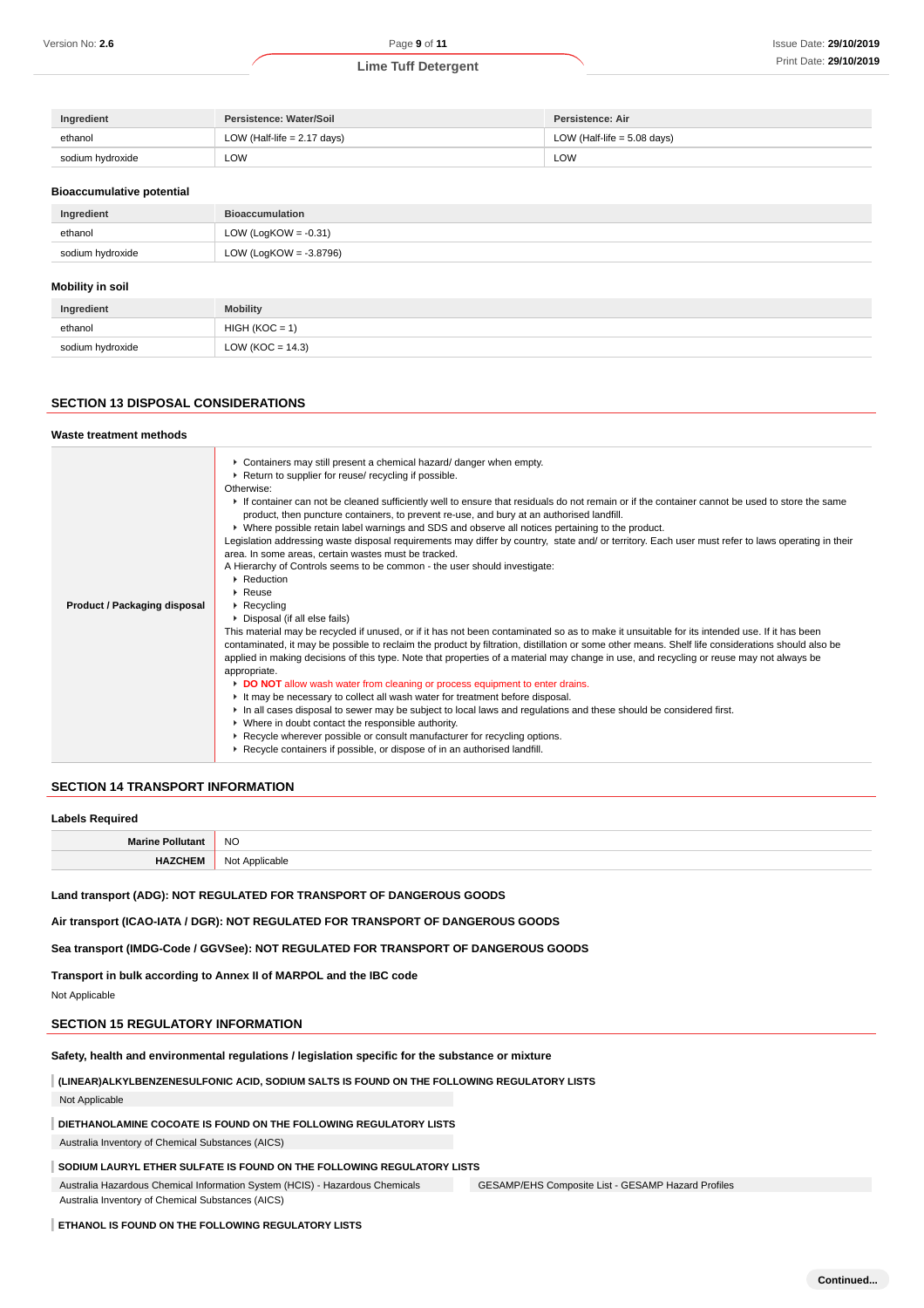| Ingredient | Persistence: Water/Soil | Persistence: Air |
|---|---|---|
| ethanol | LOW (Half-life = 2.17 days) | LOW (Half-life = 5.08 days) |
| sodium hydroxide | LOW | LOW |

### Bioaccumulative potential

| Ingredient | Bioaccumulation |
|---|---|
| ethanol | LOW (LogKOW = -0.31) |
| sodium hydroxide | LOW (LogKOW = -3.8796) |

### Mobility in soil

| Ingredient | Mobility |
|---|---|
| ethanol | HIGH (KOC = 1) |
| sodium hydroxide | LOW (KOC = 14.3) |

## SECTION 13 DISPOSAL CONSIDERATIONS

### Waste treatment methods

**Product / Packaging disposal**

- Containers may still present a chemical hazard/ danger when empty.
- Return to supplier for reuse/ recycling if possible.

Otherwise:

- If container can not be cleaned sufficiently well to ensure that residuals do not remain or if the container cannot be used to store the same product, then puncture containers, to prevent re-use, and bury at an authorised landfill.
- Where possible retain label warnings and SDS and observe all notices pertaining to the product.

Legislation addressing waste disposal requirements may differ by country, state and/ or territory. Each user must refer to laws operating in their area. In some areas, certain wastes must be tracked.

A Hierarchy of Controls seems to be common - the user should investigate:

- Reduction
- Reuse
- Recycling
- Disposal (if all else fails)

This material may be recycled if unused, or if it has not been contaminated so as to make it unsuitable for its intended use. If it has been contaminated, it may be possible to reclaim the product by filtration, distillation or some other means. Shelf life considerations should also be applied in making decisions of this type. Note that properties of a material may change in use, and recycling or reuse may not always be appropriate.

- **DO NOT** allow wash water from cleaning or process equipment to enter drains.
- It may be necessary to collect all wash water for treatment before disposal.
- In all cases disposal to sewer may be subject to local laws and regulations and these should be considered first.
- Where in doubt contact the responsible authority.
- Recycle wherever possible or consult manufacturer for recycling options.
- Recycle containers if possible, or dispose of in an authorised landfill.

## SECTION 14 TRANSPORT INFORMATION

### Labels Required

| | |
|---|---|
| **Marine Pollutant** | NO |
| **HAZCHEM** | Not Applicable |

**Land transport (ADG): NOT REGULATED FOR TRANSPORT OF DANGEROUS GOODS**

**Air transport (ICAO-IATA / DGR): NOT REGULATED FOR TRANSPORT OF DANGEROUS GOODS**

**Sea transport (IMDG-Code / GGVSee): NOT REGULATED FOR TRANSPORT OF DANGEROUS GOODS**

**Transport in bulk according to Annex II of MARPOL and the IBC code**

Not Applicable

## SECTION 15 REGULATORY INFORMATION

**Safety, health and environmental regulations / legislation specific for the substance or mixture**

**(LINEAR)ALKYLBENZENESULFONIC ACID, SODIUM SALTS IS FOUND ON THE FOLLOWING REGULATORY LISTS**

Not Applicable

**DIETHANOLAMINE COCOATE IS FOUND ON THE FOLLOWING REGULATORY LISTS**

Australia Inventory of Chemical Substances (AICS)

**SODIUM LAURYL ETHER SULFATE IS FOUND ON THE FOLLOWING REGULATORY LISTS**

Australia Hazardous Chemical Information System (HCIS) - Hazardous Chemicals

Australia Inventory of Chemical Substances (AICS)

GESAMP/EHS Composite List - GESAMP Hazard Profiles

**ETHANOL IS FOUND ON THE FOLLOWING REGULATORY LISTS**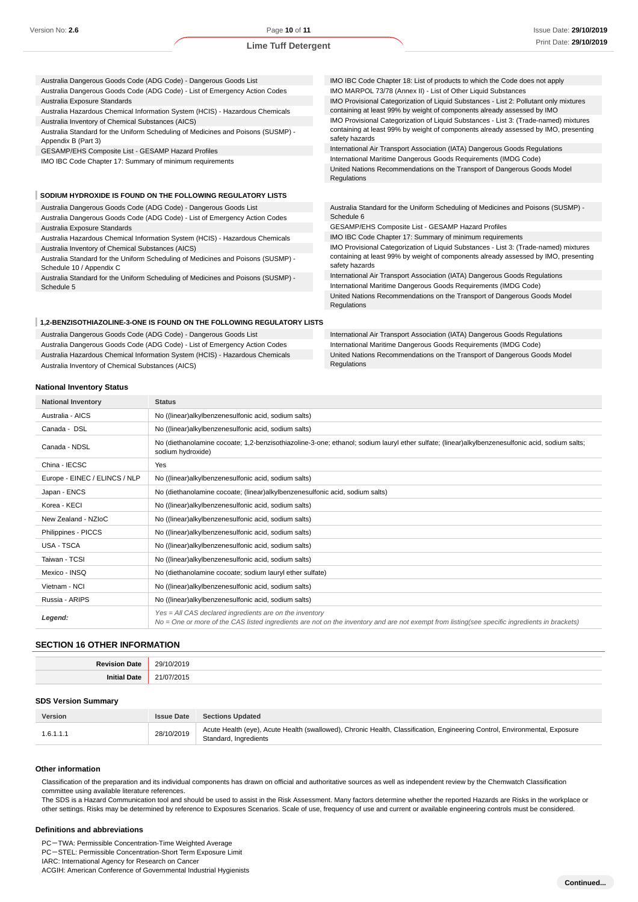Australia Dangerous Goods Code (ADG Code) - Dangerous Goods List
Australia Dangerous Goods Code (ADG Code) - List of Emergency Action Codes
Australia Exposure Standards
Australia Hazardous Chemical Information System (HCIS) - Hazardous Chemicals
Australia Inventory of Chemical Substances (AICS)
Australia Standard for the Uniform Scheduling of Medicines and Poisons (SUSMP) - Appendix B (Part 3)
GESAMP/EHS Composite List - GESAMP Hazard Profiles
IMO IBC Code Chapter 17: Summary of minimum requirements
IMO IBC Code Chapter 18: List of products to which the Code does not apply
IMO MARPOL 73/78 (Annex II) - List of Other Liquid Substances
IMO Provisional Categorization of Liquid Substances - List 2: Pollutant only mixtures containing at least 99% by weight of components already assessed by IMO
IMO Provisional Categorization of Liquid Substances - List 3: (Trade-named) mixtures containing at least 99% by weight of components already assessed by IMO, presenting safety hazards
International Air Transport Association (IATA) Dangerous Goods Regulations
International Maritime Dangerous Goods Requirements (IMDG Code)
United Nations Recommendations on the Transport of Dangerous Goods Model Regulations

**SODIUM HYDROXIDE IS FOUND ON THE FOLLOWING REGULATORY LISTS**

Australia Dangerous Goods Code (ADG Code) - Dangerous Goods List
Australia Dangerous Goods Code (ADG Code) - List of Emergency Action Codes
Australia Exposure Standards
Australia Hazardous Chemical Information System (HCIS) - Hazardous Chemicals
Australia Inventory of Chemical Substances (AICS)
Australia Standard for the Uniform Scheduling of Medicines and Poisons (SUSMP) - Schedule 10 / Appendix C
Australia Standard for the Uniform Scheduling of Medicines and Poisons (SUSMP) - Schedule 5
Australia Standard for the Uniform Scheduling of Medicines and Poisons (SUSMP) - Schedule 6
GESAMP/EHS Composite List - GESAMP Hazard Profiles
IMO IBC Code Chapter 17: Summary of minimum requirements
IMO Provisional Categorization of Liquid Substances - List 3: (Trade-named) mixtures containing at least 99% by weight of components already assessed by IMO, presenting safety hazards
International Air Transport Association (IATA) Dangerous Goods Regulations
International Maritime Dangerous Goods Requirements (IMDG Code)
United Nations Recommendations on the Transport of Dangerous Goods Model Regulations

**1,2-BENZISOTHIAZOLINE-3-ONE IS FOUND ON THE FOLLOWING REGULATORY LISTS**

Australia Dangerous Goods Code (ADG Code) - Dangerous Goods List
Australia Dangerous Goods Code (ADG Code) - List of Emergency Action Codes
Australia Hazardous Chemical Information System (HCIS) - Hazardous Chemicals
Australia Inventory of Chemical Substances (AICS)
International Air Transport Association (IATA) Dangerous Goods Regulations
International Maritime Dangerous Goods Requirements (IMDG Code)
United Nations Recommendations on the Transport of Dangerous Goods Model Regulations

### National Inventory Status

| National Inventory | Status |
|---|---|
| Australia - AICS | No ((linear)alkylbenzenesulfonic acid, sodium salts) |
| Canada - DSL | No ((linear)alkylbenzenesulfonic acid, sodium salts) |
| Canada - NDSL | No (diethanolamine cocoate; 1,2-benzisothiazoline-3-one; ethanol; sodium lauryl ether sulfate; (linear)alkylbenzenesulfonic acid, sodium salts; sodium hydroxide) |
| China - IECSC | Yes |
| Europe - EINEC / ELINCS / NLP | No ((linear)alkylbenzenesulfonic acid, sodium salts) |
| Japan - ENCS | No (diethanolamine cocoate; (linear)alkylbenzenesulfonic acid, sodium salts) |
| Korea - KECI | No ((linear)alkylbenzenesulfonic acid, sodium salts) |
| New Zealand - NZIoC | No ((linear)alkylbenzenesulfonic acid, sodium salts) |
| Philippines - PICCS | No ((linear)alkylbenzenesulfonic acid, sodium salts) |
| USA - TSCA | No ((linear)alkylbenzenesulfonic acid, sodium salts) |
| Taiwan - TCSI | No ((linear)alkylbenzenesulfonic acid, sodium salts) |
| Mexico - INSQ | No (diethanolamine cocoate; sodium lauryl ether sulfate) |
| Vietnam - NCI | No ((linear)alkylbenzenesulfonic acid, sodium salts) |
| Russia - ARIPS | No ((linear)alkylbenzenesulfonic acid, sodium salts) |
| ***Legend:*** | *Yes = All CAS declared ingredients are on the inventory*<br>*No = One or more of the CAS listed ingredients are not on the inventory and are not exempt from listing(see specific ingredients in brackets)* |

## SECTION 16 OTHER INFORMATION

| | |
|---|---|
| **Revision Date** | 29/10/2019 |
| **Initial Date** | 21/07/2015 |

### SDS Version Summary

| Version | Issue Date | Sections Updated |
|---|---|---|
| 1.6.1.1.1 | 28/10/2019 | Acute Health (eye), Acute Health (swallowed), Chronic Health, Classification, Engineering Control, Environmental, Exposure Standard, Ingredients |

### Other information

Classification of the preparation and its individual components has drawn on official and authoritative sources as well as independent review by the Chemwatch Classification committee using available literature references.
The SDS is a Hazard Communication tool and should be used to assist in the Risk Assessment. Many factors determine whether the reported Hazards are Risks in the workplace or other settings. Risks may be determined by reference to Exposures Scenarios. Scale of use, frequency of use and current or available engineering controls must be considered.

### Definitions and abbreviations

PC－TWA: Permissible Concentration-Time Weighted Average
PC－STEL: Permissible Concentration-Short Term Exposure Limit
IARC: International Agency for Research on Cancer
ACGIH: American Conference of Governmental Industrial Hygienists

**Continued...**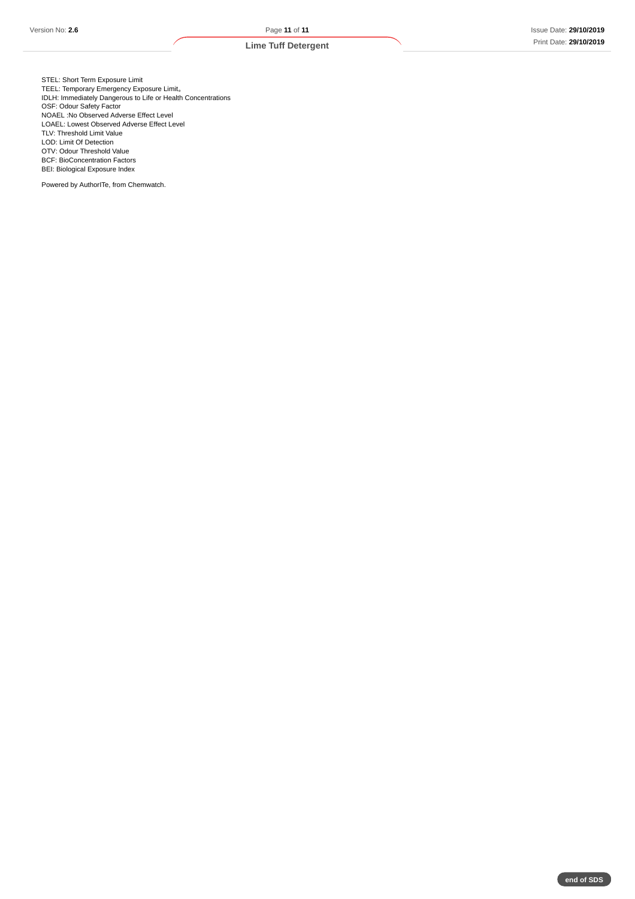STEL: Short Term Exposure Limit
TEEL: Temporary Emergency Exposure Limit。
IDLH: Immediately Dangerous to Life or Health Concentrations
OSF: Odour Safety Factor
NOAEL :No Observed Adverse Effect Level
LOAEL: Lowest Observed Adverse Effect Level
TLV: Threshold Limit Value
LOD: Limit Of Detection
OTV: Odour Threshold Value
BCF: BioConcentration Factors
BEI: Biological Exposure Index

Powered by AuthorITe, from Chemwatch.

end of SDS